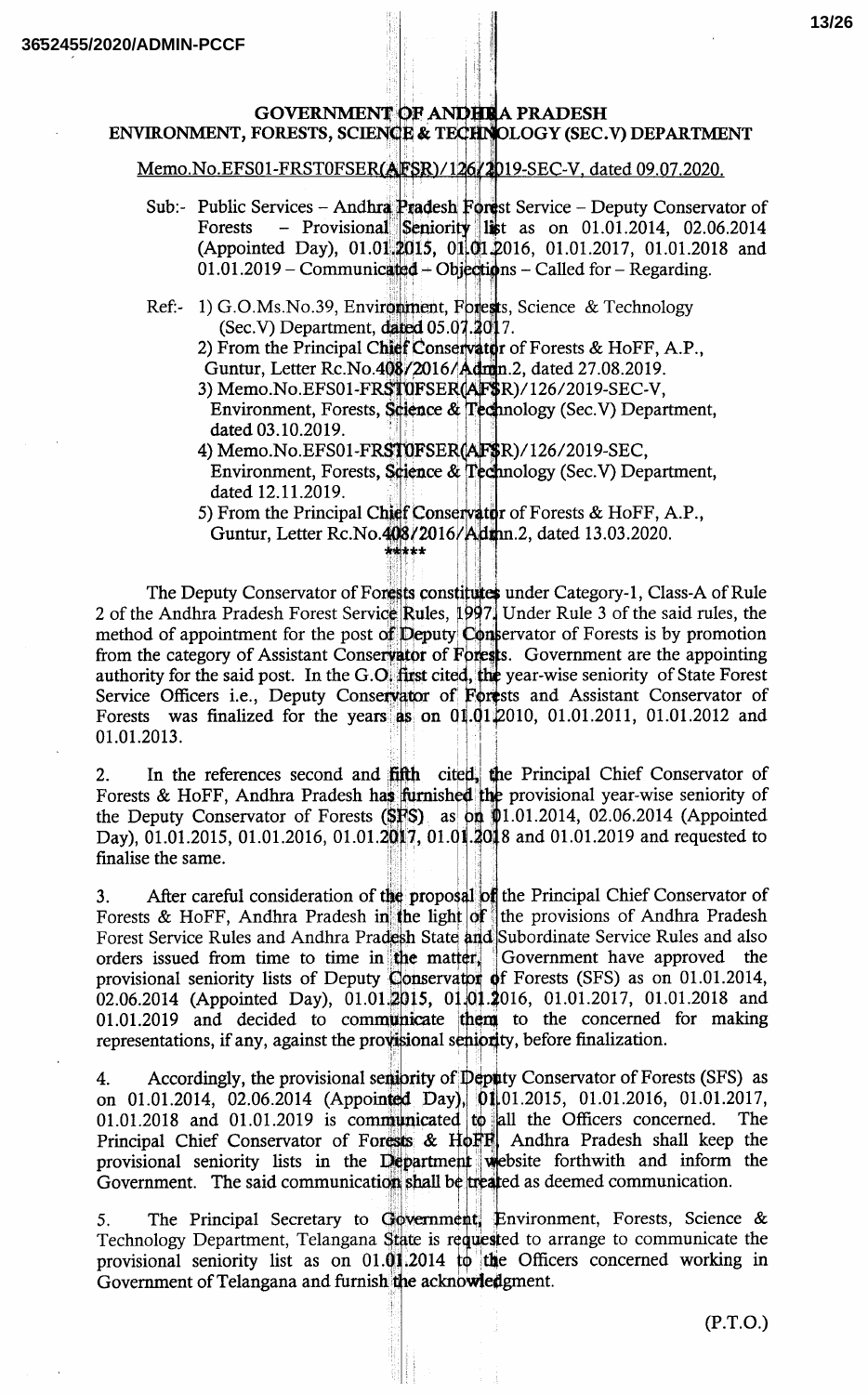# GOVERNMENT OF ANDHRA PRADESH
## ENVIRONMENT, FORESTS, SCIENCE & TECHNOLOGY (SEC.V) DEPARTMENT

Memo.No.EFS01-FRST0FSER(AFSR)/126/2019-SEC-V, dated 09.07.2020.

Sub:- Public Services – Andhra Pradesh Forest Service – Deputy Conservator of Forests – Provisional Seniority list as on 01.01.2014, 02.06.2014 (Appointed Day), 01.01.2015, 01.01.2016, 01.01.2017, 01.01.2018 and 01.01.2019 – Communicated – Objections – Called for – Regarding.

Ref:- 1) G.O.Ms.No.39, Environment, Forests, Science & Technology (Sec.V) Department, dated 05.07.2017.
2) From the Principal Chief Conservator of Forests & HoFF, A.P., Guntur, Letter Rc.No.408/2016/Admn.2, dated 27.08.2019.
3) Memo.No.EFS01-FRST0FSER(AFSR)/126/2019-SEC-V, Environment, Forests, Science & Technology (Sec.V) Department, dated 03.10.2019.
4) Memo.No.EFS01-FRST0FSER(AFSR)/126/2019-SEC, Environment, Forests, Science & Technology (Sec.V) Department, dated 12.11.2019.
5) From the Principal Chief Conservator of Forests & HoFF, A.P., Guntur, Letter Rc.No.408/2016/Admn.2, dated 13.03.2020.

\*\*\*\*\*

The Deputy Conservator of Forests constitutes under Category-1, Class-A of Rule 2 of the Andhra Pradesh Forest Service Rules, 1997. Under Rule 3 of the said rules, the method of appointment for the post of Deputy Conservator of Forests is by promotion from the category of Assistant Conservator of Forests. Government are the appointing authority for the said post. In the G.O. first cited, the year-wise seniority of State Forest Service Officers i.e., Deputy Conservator of Forests and Assistant Conservator of Forests was finalized for the years as on 01.01.2010, 01.01.2011, 01.01.2012 and 01.01.2013.

2. In the references second and fifth cited, the Principal Chief Conservator of Forests & HoFF, Andhra Pradesh has furnished the provisional year-wise seniority of the Deputy Conservator of Forests (SFS) as on 01.01.2014, 02.06.2014 (Appointed Day), 01.01.2015, 01.01.2016, 01.01.2017, 01.01.2018 and 01.01.2019 and requested to finalise the same.

3. After careful consideration of the proposal of the Principal Chief Conservator of Forests & HoFF, Andhra Pradesh in the light of the provisions of Andhra Pradesh Forest Service Rules and Andhra Pradesh State and Subordinate Service Rules and also orders issued from time to time in the matter, Government have approved the provisional seniority lists of Deputy Conservator of Forests (SFS) as on 01.01.2014, 02.06.2014 (Appointed Day), 01.01.2015, 01.01.2016, 01.01.2017, 01.01.2018 and 01.01.2019 and decided to communicate them to the concerned for making representations, if any, against the provisional seniority, before finalization.

4. Accordingly, the provisional seniority of Deputy Conservator of Forests (SFS) as on 01.01.2014, 02.06.2014 (Appointed Day), 01.01.2015, 01.01.2016, 01.01.2017, 01.01.2018 and 01.01.2019 is communicated to all the Officers concerned. The Principal Chief Conservator of Forests & HoFF, Andhra Pradesh shall keep the provisional seniority lists in the Department website forthwith and inform the Government. The said communication shall be treated as deemed communication.

5. The Principal Secretary to Government, Environment, Forests, Science & Technology Department, Telangana State is requested to arrange to communicate the provisional seniority list as on 01.01.2014 to the Officers concerned working in Government of Telangana and furnish the acknowledgment.

(P.T.O.)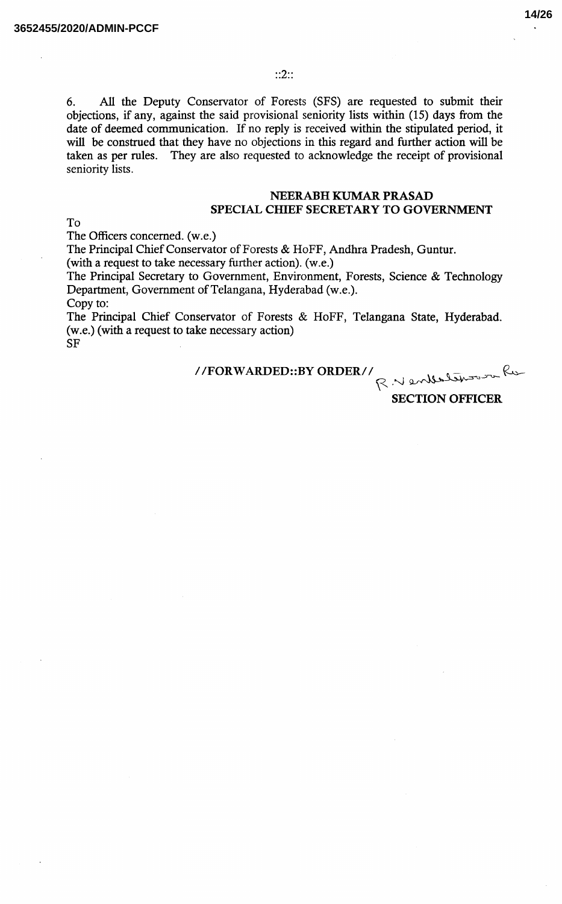::2::

6. All the Deputy Conservator of Forests (SFS) are requested to submit their objections, if any, against the said provisional seniority lists within (15) days from the date of deemed communication. If no reply is received within the stipulated period, it will be construed that they have no objections in this regard and further action will be taken as per rules. They are also requested to acknowledge the receipt of provisional seniority lists.

**NEERABH KUMAR PRASAD**
**SPECIAL CHIEF SECRETARY TO GOVERNMENT**

To
The Officers concerned. (w.e.)
The Principal Chief Conservator of Forests & HoFF, Andhra Pradesh, Guntur.
(with a request to take necessary further action). (w.e.)
The Principal Secretary to Government, Environment, Forests, Science & Technology Department, Government of Telangana, Hyderabad (w.e.).
Copy to:
The Principal Chief Conservator of Forests & HoFF, Telangana State, Hyderabad. (w.e.) (with a request to take necessary action)
SF

**//FORWARDED::BY ORDER//**

R. Venkateswara Rao

**SECTION OFFICER**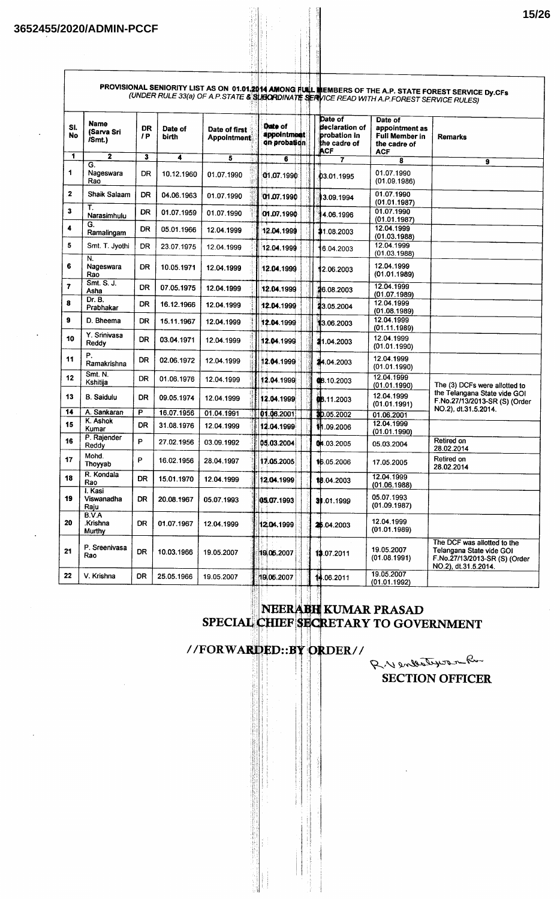**PROVISIONAL SENIORITY LIST AS ON 01.01.2014 AMONG FULL MEMBERS OF THE A.P. STATE FOREST SERVICE Dy.CFs**

*(UNDER RULE 33(a) OF A.P.STATE & SUBORDINATE SERVICE READ WITH A.P.FOREST SERVICE RULES)*

| Sl. No | Name (Sarva Sri /Smt.) | DR / P | Date of birth | Date of first Appointment | Date of appointment on probation | Date of declaration of probation in the cadre of ACF | Date of appointment as Full Member in the cadre of ACF | Remarks |
|---|---|---|---|---|---|---|---|---|
| 1 | 2 | 3 | 4 | 5 | 6 | 7 | 8 | 9 |
| 1 | G. Nageswara Rao | DR | 10.12.1960 | 01.07.1990 | 01.07.1990 | 03.01.1995 | 01.07.1990 (01.09.1986) | |
| 2 | Shaik Salaam | DR | 04.06.1963 | 01.07.1990 | 01.07.1990 | 13.09.1994 | 01.07.1990 (01.01.1987) | |
| 3 | T. Narasimhulu | DR | 01.07.1959 | 01.07.1990 | 01.07.1990 | 14.06.1996 | 01.07.1990 (01.01.1987) | |
| 4 | G. Ramalingam | DR | 05.01.1966 | 12.04.1999 | 12.04.1999 | 31.08.2003 | 12.04.1999 (01.03.1988) | |
| 5 | Smt. T. Jyothi | DR | 23.07.1975 | 12.04.1999 | 12.04.1999 | 16.04.2003 | 12.04.1999 (01.03.1988) | |
| 6 | N. Nageswara Rao | DR | 10.05.1971 | 12.04.1999 | 12.04.1999 | 12.06.2003 | 12.04.1999 (01.01.1989) | |
| 7 | Smt. S. J. Asha | DR | 07.05.1975 | 12.04.1999 | 12.04.1999 | 26.08.2003 | 12.04.1999 (01.07.1989) | |
| 8 | Dr. B. Prabhakar | DR | 16.12.1966 | 12.04.1999 | 12.04.1999 | 23.05.2004 | 12.04.1999 (01.08.1989) | |
| 9 | D. Bheema | DR | 15.11.1967 | 12.04.1999 | 12.04.1999 | 13.06.2003 | 12.04.1999 (01.11.1989) | |
| 10 | Y. Srinivasa Reddy | DR | 03.04.1971 | 12.04.1999 | 12.04.1999 | 21.04.2003 | 12.04.1999 (01.01.1990) | |
| 11 | P. Ramakrishna | DR | 02.06.1972 | 12.04.1999 | 12.04.1999 | 24.04.2003 | 12.04.1999 (01.01.1990) | |
| 12 | Smt. N. Kshitija | DR | 01.06.1976 | 12.04.1999 | 12.04.1999 | 08.10.2003 | 12.04.1999 (01.01.1990) | The (3) DCFs were allotted to the Telangana State vide GOI F.No.27/13/2013-SR (S) (Order NO.2), dt.31.5.2014. |
| 13 | B. Saidulu | DR | 09.05.1974 | 12.04.1999 | 12.04.1999 | 08.11.2003 | 12.04.1999 (01.01.1991) | |
| 14 | A. Sankaran | P | 16.07.1956 | 01.04.1991 | 01.06.2001 | 30.05.2002 | 01.06.2001 | |
| 15 | K. Ashok Kumar | DR | 31.08.1976 | 12.04.1999 | 12.04.1999 | 11.09.2006 | 12.04.1999 (01.01.1990) | |
| 16 | P. Rajender Reddy | P | 27.02.1956 | 03.09.1992 | 05.03.2004 | 04.03.2005 | 05.03.2004 | Retired on 28.02.2014 |
| 17 | Mohd. Thoyyab | P | 16.02.1956 | 28.04.1997 | 17.05.2005 | 16.05.2006 | 17.05.2005 | Retired on 28.02.2014 |
| 18 | R. Kondala Rao | DR | 15.01.1970 | 12.04.1999 | 12.04.1999 | 18.04.2003 | 12.04.1999 (01.06.1988) | |
| 19 | I. Kasi Viswanadha Raju | DR | 20.08.1967 | 05.07.1993 | 05.07.1993 | 31.01.1999 | 05.07.1993 (01.09.1987) | |
| 20 | B.V.A .Krishna Murthy | DR | 01.07.1967 | 12.04.1999 | 12.04.1999 | 25.04.2003 | 12.04.1999 (01.01.1989) | |
| 21 | P. Sreenivasa Rao | DR | 10.03.1966 | 19.05.2007 | 19.05.2007 | 13.07.2011 | 19.05.2007 (01.08.1991) | The DCF was allotted to the Telangana State vide GOI F.No.27/13/2013-SR (S) (Order NO.2), dt.31.5.2014. |
| 22 | V. Krishna | DR | 25.05.1966 | 19.05.2007 | 19.05.2007 | 14.06.2011 | 19.05.2007 (01.01.1992) | |

**NEERABH KUMAR PRASAD**
**SPECIAL CHIEF SECRETARY TO GOVERNMENT**

**//FORWARDED::BY ORDER//**

R.Venkateswara Rao

**SECTION OFFICER**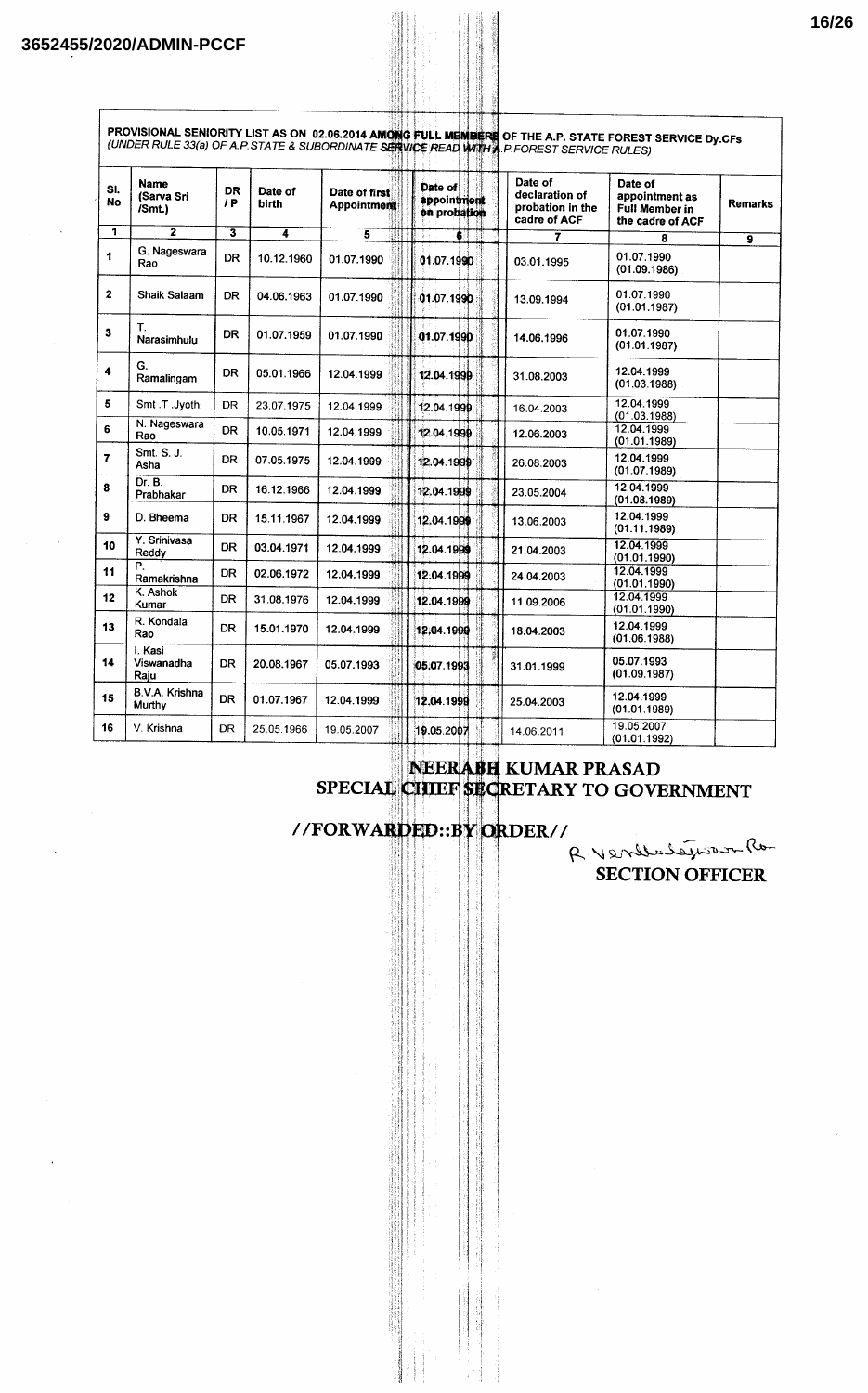3652455/2020/ADMIN-PCCF

**PROVISIONAL SENIORITY LIST AS ON 02.06.2014 AMONG FULL MEMBERS OF THE A.P. STATE FOREST SERVICE Dy.CFs**
*(UNDER RULE 33(a) OF A.P.STATE & SUBORDINATE SERVICE READ WITH A.P.FOREST SERVICE RULES)*

| Sl. No | Name (Sarva Sri /Smt.) | DR / P | Date of birth | Date of first Appointment | Date of appointment on probation | Date of declaration of probation in the cadre of ACF | Date of appointment as Full Member in the cadre of ACF | Remarks |
|---|---|---|---|---|---|---|---|---|
| 1 | 2 | 3 | 4 | 5 | 6 | 7 | 8 | 9 |
| 1 | G. Nageswara Rao | DR | 10.12.1960 | 01.07.1990 | 01.07.1990 | 03.01.1995 | 01.07.1990 (01.09.1986) | |
| 2 | Shaik Salaam | DR | 04.06.1963 | 01.07.1990 | 01.07.1990 | 13.09.1994 | 01.07.1990 (01.01.1987) | |
| 3 | T. Narasimhulu | DR | 01.07.1959 | 01.07.1990 | 01.07.1990 | 14.06.1996 | 01.07.1990 (01.01.1987) | |
| 4 | G. Ramalingam | DR | 05.01.1966 | 12.04.1999 | 12.04.1999 | 31.08.2003 | 12.04.1999 (01.03.1988) | |
| 5 | Smt .T .Jyothi | DR | 23.07.1975 | 12.04.1999 | 12.04.1999 | 16.04.2003 | 12.04.1999 (01.03.1988) | |
| 6 | N. Nageswara Rao | DR | 10.05.1971 | 12.04.1999 | 12.04.1999 | 12.06.2003 | 12.04.1999 (01.01.1989) | |
| 7 | Smt. S. J. Asha | DR | 07.05.1975 | 12.04.1999 | 12.04.1999 | 26.08.2003 | 12.04.1999 (01.07.1989) | |
| 8 | Dr. B. Prabhakar | DR | 16.12.1966 | 12.04.1999 | 12.04.1999 | 23.05.2004 | 12.04.1999 (01.08.1989) | |
| 9 | D. Bheema | DR | 15.11.1967 | 12.04.1999 | 12.04.1999 | 13.06.2003 | 12.04.1999 (01.11.1989) | |
| 10 | Y. Srinivasa Reddy | DR | 03.04.1971 | 12.04.1999 | 12.04.1999 | 21.04.2003 | 12.04.1999 (01.01.1990) | |
| 11 | P. Ramakrishna | DR | 02.06.1972 | 12.04.1999 | 12.04.1999 | 24.04.2003 | 12.04.1999 (01.01.1990) | |
| 12 | K. Ashok Kumar | DR | 31.08.1976 | 12.04.1999 | 12.04.1999 | 11.09.2006 | 12.04.1999 (01.01.1990) | |
| 13 | R. Kondala Rao | DR | 15.01.1970 | 12.04.1999 | 12.04.1999 | 18.04.2003 | 12.04.1999 (01.06.1988) | |
| 14 | I. Kasi Viswanadha Raju | DR | 20.08.1967 | 05.07.1993 | 05.07.1993 | 31.01.1999 | 05.07.1993 (01.09.1987) | |
| 15 | B.V.A. Krishna Murthy | DR | 01.07.1967 | 12.04.1999 | 12.04.1999 | 25.04.2003 | 12.04.1999 (01.01.1989) | |
| 16 | V. Krishna | DR | 25.05.1966 | 19.05.2007 | 19.05.2007 | 14.06.2011 | 19.05.2007 (01.01.1992) | |

**NEERABH KUMAR PRASAD**
**SPECIAL CHIEF SECRETARY TO GOVERNMENT**

**//FORWARDED::BY ORDER//**

R. Venkateswara Rao
**SECTION OFFICER**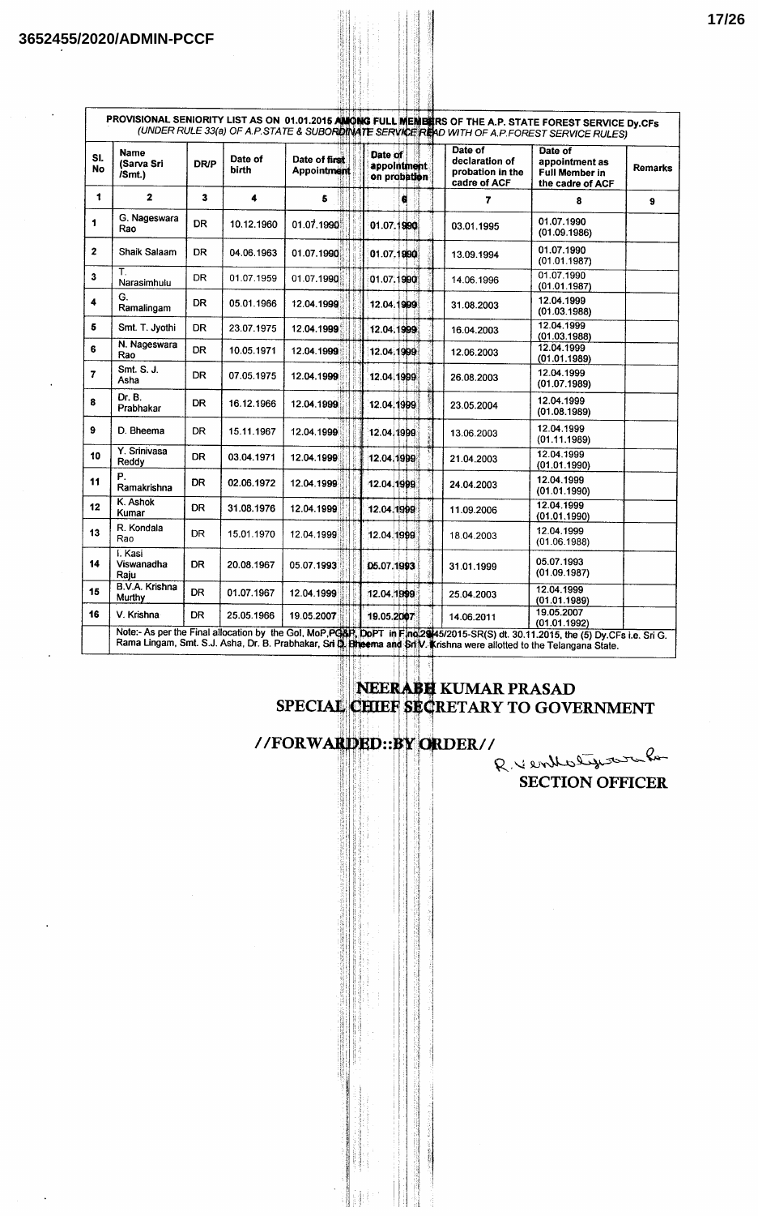**PROVISIONAL SENIORITY LIST AS ON 01.01.2016 AMONG FULL MEMBERS OF THE A.P. STATE FOREST SERVICE Dy.CFs**
*(UNDER RULE 33(a) OF A.P.STATE & SUBORDINATE SERVICE READ WITH OF A.P.FOREST SERVICE RULES)*

| Sl. No | Name (Sarva Sri /Smt.) | DR/P | Date of birth | Date of first Appointment | Date of appointment on probation | Date of declaration of probation in the cadre of ACF | Date of appointment as Full Member in the cadre of ACF | Remarks |
|---|---|---|---|---|---|---|---|---|
| 1 | 2 | 3 | 4 | 5 | 6 | 7 | 8 | 9 |
| 1 | G. Nageswara Rao | DR | 10.12.1960 | 01.07.1990 | 01.07.1990 | 03.01.1995 | 01.07.1990 (01.09.1986) | |
| 2 | Shaik Salaam | DR | 04.06.1963 | 01.07.1990 | 01.07.1990 | 13.09.1994 | 01.07.1990 (01.01.1987) | |
| 3 | T. Narasimhulu | DR | 01.07.1959 | 01.07.1990 | 01.07.1990 | 14.06.1996 | 01.07.1990 (01.01.1987) | |
| 4 | G. Ramalingam | DR | 05.01.1966 | 12.04.1999 | 12.04.1999 | 31.08.2003 | 12.04.1999 (01.03.1988) | |
| 5 | Smt. T. Jyothi | DR | 23.07.1975 | 12.04.1999 | 12.04.1999 | 16.04.2003 | 12.04.1999 (01.03.1988) | |
| 6 | N. Nageswara Rao | DR | 10.05.1971 | 12.04.1999 | 12.04.1999 | 12.06.2003 | 12.04.1999 (01.01.1989) | |
| 7 | Smt. S. J. Asha | DR | 07.05.1975 | 12.04.1999 | 12.04.1999 | 26.08.2003 | 12.04.1999 (01.07.1989) | |
| 8 | Dr. B. Prabhakar | DR | 16.12.1966 | 12.04.1999 | 12.04.1999 | 23.05.2004 | 12.04.1999 (01.08.1989) | |
| 9 | D. Bheema | DR | 15.11.1967 | 12.04.1999 | 12.04.1999 | 13.06.2003 | 12.04.1999 (01.11.1989) | |
| 10 | Y. Srinivasa Reddy | DR | 03.04.1971 | 12.04.1999 | 12.04.1999 | 21.04.2003 | 12.04.1999 (01.01.1990) | |
| 11 | P. Ramakrishna | DR | 02.06.1972 | 12.04.1999 | 12.04.1999 | 24.04.2003 | 12.04.1999 (01.01.1990) | |
| 12 | K. Ashok Kumar | DR | 31.08.1976 | 12.04.1999 | 12.04.1999 | 11.09.2006 | 12.04.1999 (01.01.1990) | |
| 13 | R. Kondala Rao | DR | 15.01.1970 | 12.04.1999 | 12.04.1999 | 18.04.2003 | 12.04.1999 (01.06.1988) | |
| 14 | I. Kasi Viswanadha Raju | DR | 20.08.1967 | 05.07.1993 | 05.07.1993 | 31.01.1999 | 05.07.1993 (01.09.1987) | |
| 15 | B.V.A. Krishna Murthy | DR | 01.07.1967 | 12.04.1999 | 12.04.1999 | 25.04.2003 | 12.04.1999 (01.01.1989) | |
| 16 | V. Krishna | DR | 25.05.1966 | 19.05.2007 | 19.05.2007 | 14.06.2011 | 19.05.2007 (01.01.1992) | |

Note:- As per the Final allocation by the GoI, MoP,PG&P, DoPT in F.no.29/45/2015-SR(S) dt. 30.11.2015, the (5) Dy.CFs i.e. Sri G. Rama Lingam, Smt. S.J. Asha, Dr. B. Prabhakar, Sri D. Bheema and Sri V. Krishna were allotted to the Telangana State.

**NEERABH KUMAR PRASAD**
**SPECIAL CHIEF SECRETARY TO GOVERNMENT**

**//FORWARDED::BY ORDER//**

R. Venkateswarlu

**SECTION OFFICER**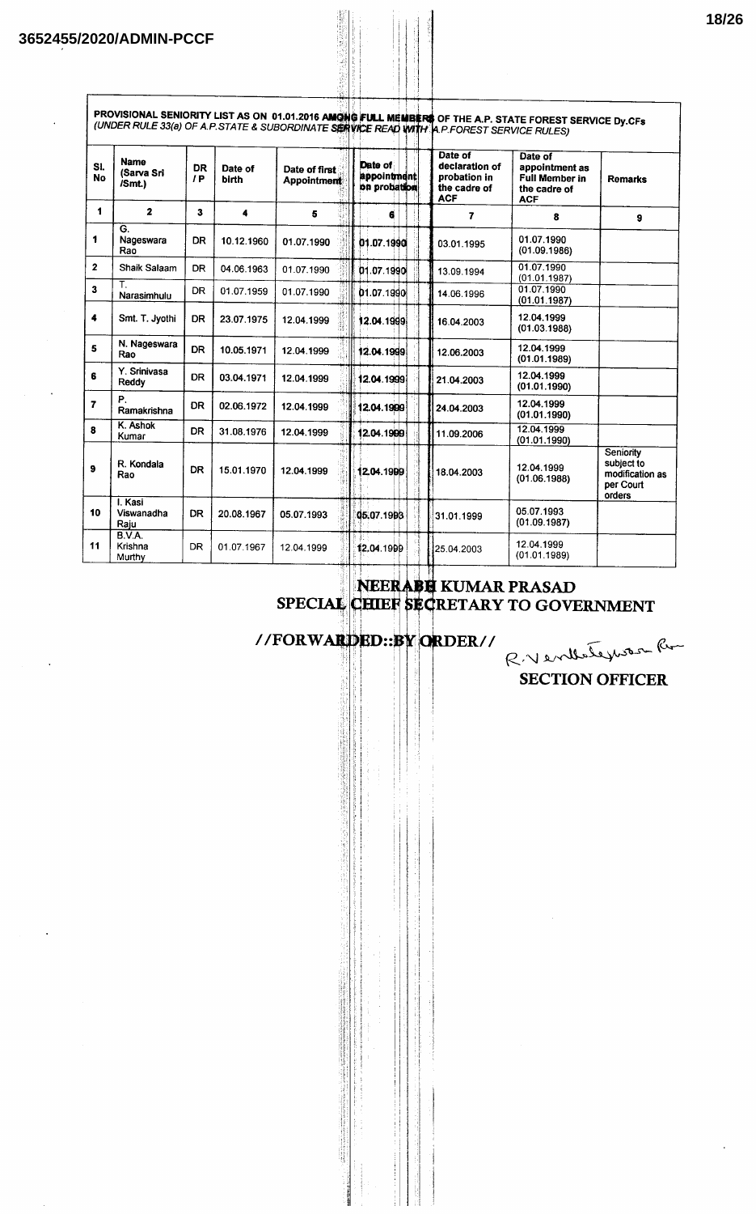3652455/2020/ADMIN-PCCF

**PROVISIONAL SENIORITY LIST AS ON 01.01.2016 AMONG FULL MEMBERS OF THE A.P. STATE FOREST SERVICE Dy.CFs**
*(UNDER RULE 33(a) OF A.P.STATE & SUBORDINATE SERVICE READ WITH A.P.FOREST SERVICE RULES)*

| Sl. No | Name (Sarva Sri /Smt.) | DR / P | Date of birth | Date of first Appointment | Date of appointment on probation | Date of declaration of probation in the cadre of ACF | Date of appointment as Full Member in the cadre of ACF | Remarks |
|---|---|---|---|---|---|---|---|---|
| 1 | 2 | 3 | 4 | 5 | 6 | 7 | 8 | 9 |
| 1 | G. Nageswara Rao | DR | 10.12.1960 | 01.07.1990 | 01.07.1990 | 03.01.1995 | 01.07.1990 (01.09.1986) | |
| 2 | Shaik Salaam | DR | 04.06.1963 | 01.07.1990 | 01.07.1990 | 13.09.1994 | 01.07.1990 (01.01.1987) | |
| 3 | T. Narasimhulu | DR | 01.07.1959 | 01.07.1990 | 01.07.1990 | 14.06.1996 | 01.07.1990 (01.01.1987) | |
| 4 | Smt. T. Jyothi | DR | 23.07.1975 | 12.04.1999 | 12.04.1999 | 16.04.2003 | 12.04.1999 (01.03.1988) | |
| 5 | N. Nageswara Rao | DR | 10.05.1971 | 12.04.1999 | 12.04.1999 | 12.06.2003 | 12.04.1999 (01.01.1989) | |
| 6 | Y. Srinivasa Reddy | DR | 03.04.1971 | 12.04.1999 | 12.04.1999 | 21.04.2003 | 12.04.1999 (01.01.1990) | |
| 7 | P. Ramakrishna | DR | 02.06.1972 | 12.04.1999 | 12.04.1999 | 24.04.2003 | 12.04.1999 (01.01.1990) | |
| 8 | K. Ashok Kumar | DR | 31.08.1976 | 12.04.1999 | 12.04.1999 | 11.09.2006 | 12.04.1999 (01.01.1990) | |
| 9 | R. Kondala Rao | DR | 15.01.1970 | 12.04.1999 | 12.04.1999 | 18.04.2003 | 12.04.1999 (01.06.1988) | Seniority subject to modification as per Court orders |
| 10 | I. Kasi Viswanadha Raju | DR | 20.08.1967 | 05.07.1993 | 05.07.1993 | 31.01.1999 | 05.07.1993 (01.09.1987) | |
| 11 | B.V.A. Krishna Murthy | DR | 01.07.1967 | 12.04.1999 | 12.04.1999 | 25.04.2003 | 12.04.1999 (01.01.1989) | |

**NEERABH KUMAR PRASAD**
**SPECIAL CHIEF SECRETARY TO GOVERNMENT**

**//FORWARDED::BY ORDER//**

R. Venkateswara Rao

**SECTION OFFICER**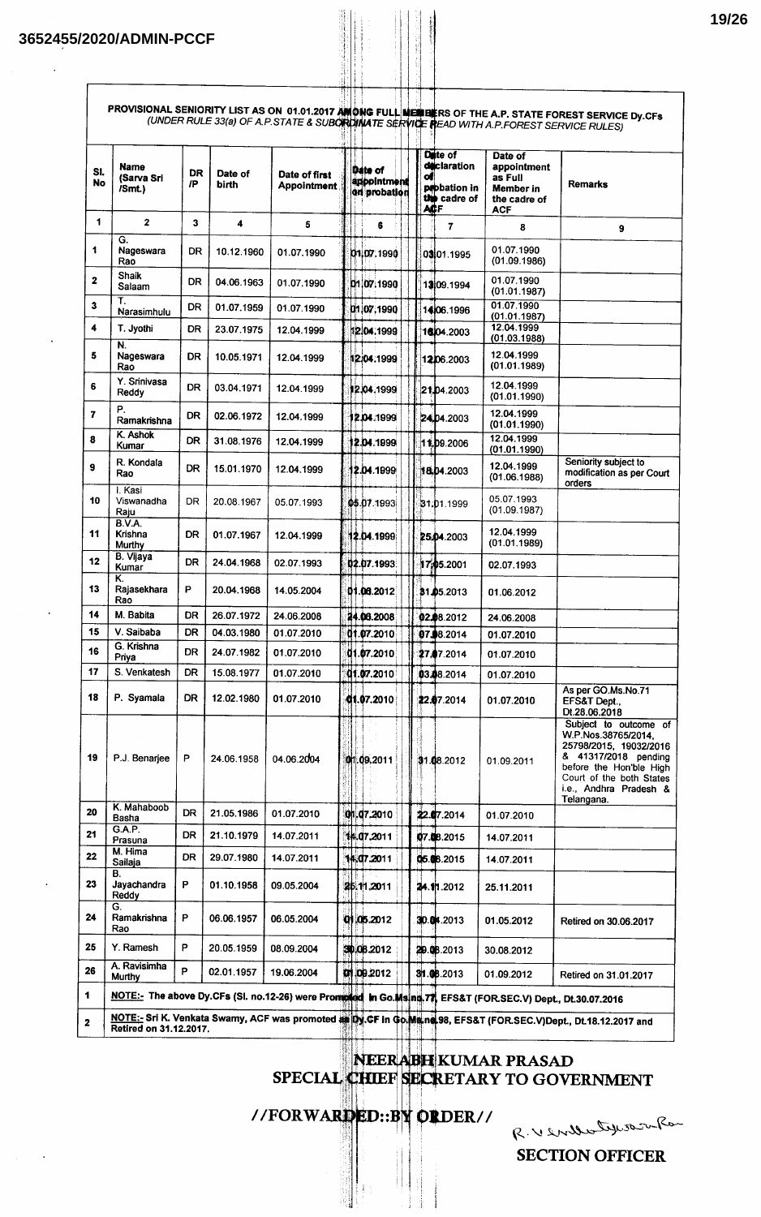3652455/2020/ADMIN-PCCF

**PROVISIONAL SENIORITY LIST AS ON 01.01.2017 AMONG FULL MEMBERS OF THE A.P. STATE FOREST SERVICE Dy.CFs**
*(UNDER RULE 33(a) OF A.P.STATE & SUBORDINATE SERVICE READ WITH A.P.FOREST SERVICE RULES)*

| Sl. No | Name (Sarva Sri /Smt.) | DR /P | Date of birth | Date of first Appointment | Date of appointment on probation | Date of declaration of probation in the cadre of ACF | Date of appointment as Full Member in the cadre of ACF | Remarks |
|---|---|---|---|---|---|---|---|---|
| 1 | 2 | 3 | 4 | 5 | 6 | 7 | 8 | 9 |
| 1 | G. Nageswara Rao | DR | 10.12.1960 | 01.07.1990 | 01.07.1990 | 03.01.1995 | 01.07.1990 (01.09.1986) | |
| 2 | Shaik Salaam | DR | 04.06.1963 | 01.07.1990 | 01.07.1990 | 13.09.1994 | 01.07.1990 (01.01.1987) | |
| 3 | T. Narasimhulu | DR | 01.07.1959 | 01.07.1990 | 01.07.1990 | 14.06.1996 | 01.07.1990 (01.01.1987) | |
| 4 | T. Jyothi | DR | 23.07.1975 | 12.04.1999 | 12.04.1999 | 16.04.2003 | 12.04.1999 (01.03.1988) | |
| 5 | N. Nageswara Rao | DR | 10.05.1971 | 12.04.1999 | 12.04.1999 | 12.06.2003 | 12.04.1999 (01.01.1989) | |
| 6 | Y. Srinivasa Reddy | DR | 03.04.1971 | 12.04.1999 | 12.04.1999 | 21.04.2003 | 12.04.1999 (01.01.1990) | |
| 7 | P. Ramakrishna | DR | 02.06.1972 | 12.04.1999 | 12.04.1999 | 24.04.2003 | 12.04.1999 (01.01.1990) | |
| 8 | K. Ashok Kumar | DR | 31.08.1976 | 12.04.1999 | 12.04.1999 | 11.09.2006 | 12.04.1999 (01.01.1990) | |
| 9 | R. Kondala Rao | DR | 15.01.1970 | 12.04.1999 | 12.04.1999 | 18.04.2003 | 12.04.1999 (01.06.1988) | Seniority subject to modification as per Court orders |
| 10 | I. Kasi Viswanadha Raju | DR | 20.08.1967 | 05.07.1993 | 05.07.1993 | 31.01.1999 | 05.07.1993 (01.09.1987) | |
| 11 | B.V.A. Krishna Murthy | DR | 01.07.1967 | 12.04.1999 | 12.04.1999 | 25.04.2003 | 12.04.1999 (01.01.1989) | |
| 12 | B. Vijaya Kumar | DR | 24.04.1968 | 02.07.1993 | 02.07.1993 | 17.05.2001 | 02.07.1993 | |
| 13 | K. Rajasekhara Rao | P | 20.04.1968 | 14.05.2004 | 01.06.2012 | 31.05.2013 | 01.06.2012 | |
| 14 | M. Babita | DR | 26.07.1972 | 24.06.2008 | 24.06.2008 | 02.08.2012 | 24.06.2008 | |
| 15 | V. Saibaba | DR | 04.03.1980 | 01.07.2010 | 01.07.2010 | 07.08.2014 | 01.07.2010 | |
| 16 | G. Krishna Priya | DR | 24.07.1982 | 01.07.2010 | 01.07.2010 | 27.07.2014 | 01.07.2010 | |
| 17 | S. Venkatesh | DR | 15.08.1977 | 01.07.2010 | 01.07.2010 | 03.08.2014 | 01.07.2010 | |
| 18 | P. Syamala | DR | 12.02.1980 | 01.07.2010 | 01.07.2010 | 22.07.2014 | 01.07.2010 | As per GO.Ms.No.71 EFS&T Dept., Dt.28.06.2018 |
| 19 | P.J. Benarjee | P | 24.06.1958 | 04.06.2004 | 01.09.2011 | 31.08.2012 | 01.09.2011 | Subject to outcome of W.P.Nos.38765/2014, 25798/2015, 19032/2016 & 41317/2018 pending before the Hon'ble High Court of the both States i.e., Andhra Pradesh & Telangana. |
| 20 | K. Mahaboob Basha | DR | 21.05.1986 | 01.07.2010 | 01.07.2010 | 22.07.2014 | 01.07.2010 | |
| 21 | G.A.P. Prasuna | DR | 21.10.1979 | 14.07.2011 | 14.07.2011 | 07.08.2015 | 14.07.2011 | |
| 22 | M. Hima Sailaja | DR | 29.07.1980 | 14.07.2011 | 14.07.2011 | 05.08.2015 | 14.07.2011 | |
| 23 | B. Jayachandra Reddy | P | 01.10.1958 | 09.05.2004 | 25.11.2011 | 24.11.2012 | 25.11.2011 | |
| 24 | G. Ramakrishna Rao | P | 06.06.1957 | 06.05.2004 | 01.05.2012 | 30.04.2013 | 01.05.2012 | Retired on 30.06.2017 |
| 25 | Y. Ramesh | P | 20.05.1959 | 08.09.2004 | 30.08.2012 | 29.08.2013 | 30.08.2012 | |
| 26 | A. Ravisimha Murthy | P | 02.01.1957 | 19.06.2004 | 01.09.2012 | 31.08.2013 | 01.09.2012 | Retired on 31.01.2017 |

1. **NOTE:-** The above Dy.CFs (Sl. no.12-26) were Promoted in Go.Ms.no.77, EFS&T (FOR.SEC.V) Dept., Dt.30.07.2016

2. **NOTE:-** Sri K. Venkata Swamy, ACF was promoted as Dy.CF in Go.Ms.no.98, EFS&T (FOR.SEC.V)Dept., Dt.18.12.2017 and Retired on 31.12.2017.

**NEERABH KUMAR PRASAD**
**SPECIAL CHIEF SECRETARY TO GOVERNMENT**

**//FORWARDED::BY ORDER//**

**SECTION OFFICER**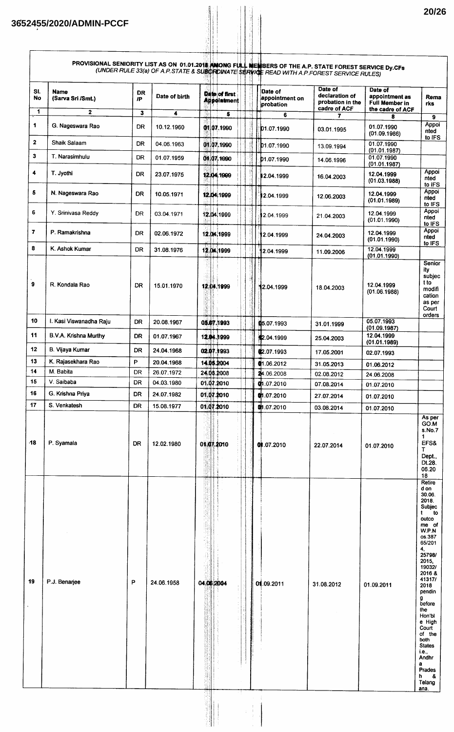3652455/2020/ADMIN-PCCF

**PROVISIONAL SENIORITY LIST AS ON 01.01.2018 AMONG FULL MEMBERS OF THE A.P. STATE FOREST SERVICE Dy.CFs**
*(UNDER RULE 33(a) OF A.P.STATE & SUBORDINATE SERVICE READ WITH A.P.FOREST SERVICE RULES)*

| Sl. No | Name (Sarva Sri /Smt.) | DR /P | Date of birth | Date of first Appointment | Date of appointment on probation | Date of declaration of probation in the cadre of ACF | Date of appointment as Full Member in the cadre of ACF | Remarks |
|---|---|---|---|---|---|---|---|---|
| 1 | 2 | 3 | 4 | 5 | 6 | 7 | 8 | 9 |
| 1 | G. Nageswara Rao | DR | 10.12.1960 | 01.07.1990 | 01.07.1990 | 03.01.1995 | 01.07.1990 (01.09.1986) | Appointed to IFS |
| 2 | Shaik Salaam | DR | 04.06.1963 | 01.07.1990 | 01.07.1990 | 13.09.1994 | 01.07.1990 (01.01.1987) | |
| 3 | T. Narasimhulu | DR | 01.07.1959 | 01.07.1990 | 01.07.1990 | 14.06.1996 | 01.07.1990 (01.01.1987) | |
| 4 | T. Jyothi | DR | 23.07.1975 | 12.04.1999 | 12.04.1999 | 16.04.2003 | 12.04.1999 (01.03.1988) | Appointed to IFS |
| 5 | N. Nageswara Rao | DR | 10.05.1971 | 12.04.1999 | 12.04.1999 | 12.06.2003 | 12.04.1999 (01.01.1989) | Appointed to IFS |
| 6 | Y. Srinivasa Reddy | DR | 03.04.1971 | 12.04.1999 | 12.04.1999 | 21.04.2003 | 12.04.1999 (01.01.1990) | Appointed to IFS |
| 7 | P. Ramakrishna | DR | 02.06.1972 | 12.04.1999 | 12.04.1999 | 24.04.2003 | 12.04.1999 (01.01.1990) | Appointed to IFS |
| 8 | K. Ashok Kumar | DR | 31.08.1976 | 12.04.1999 | 12.04.1999 | 11.09.2006 | 12.04.1999 (01.01.1990) | |
| 9 | R. Kondala Rao | DR | 15.01.1970 | 12.04.1999 | 12.04.1999 | 18.04.2003 | 12.04.1999 (01.06.1988) | Seniority subject to modification as per Court orders |
| 10 | I. Kasi Viswanadha Raju | DR | 20.08.1967 | 05.07.1993 | 05.07.1993 | 31.01.1999 | 05.07.1993 (01.09.1987) | |
| 11 | B.V.A. Krishna Murthy | DR | 01.07.1967 | 12.04.1999 | 12.04.1999 | 25.04.2003 | 12.04.1999 (01.01.1989) | |
| 12 | B. Vijaya Kumar | DR | 24.04.1968 | 02.07.1993 | 02.07.1993 | 17.05.2001 | 02.07.1993 | |
| 13 | K. Rajasekhara Rao | P | 20.04.1968 | 14.05.2004 | 01.06.2012 | 31.05.2013 | 01.06.2012 | |
| 14 | M. Babita | DR | 26.07.1972 | 24.06.2008 | 24.06.2008 | 02.08.2012 | 24.06.2008 | |
| 15 | V. Saibaba | DR | 04.03.1980 | 01.07.2010 | 01.07.2010 | 07.08.2014 | 01.07.2010 | |
| 16 | G. Krishna Priya | DR | 24.07.1982 | 01.07.2010 | 01.07.2010 | 27.07.2014 | 01.07.2010 | |
| 17 | S. Venkatesh | DR | 15.08.1977 | 01.07.2010 | 01.07.2010 | 03.08.2014 | 01.07.2010 | |
| 18 | P. Syamala | DR | 12.02.1980 | 01.07.2010 | 01.07.2010 | 22.07.2014 | 01.07.2010 | As per GO.Ms.No.71 EFS&T Dept., Dt.28.06.2018 |
| 19 | P.J. Benarjee | P | 24.06.1958 | 04.06.2004 | 01.09.2011 | 31.08.2012 | 01.09.2011 | Retired on 30.06.2018. Subject to outcome of W.P.Nos.38765/2014, 25798/2015, 19032/2016 & 41317/2018 pending before the Hon'ble High Court of the both States i.e., Andhra Pradesh & Telangana. |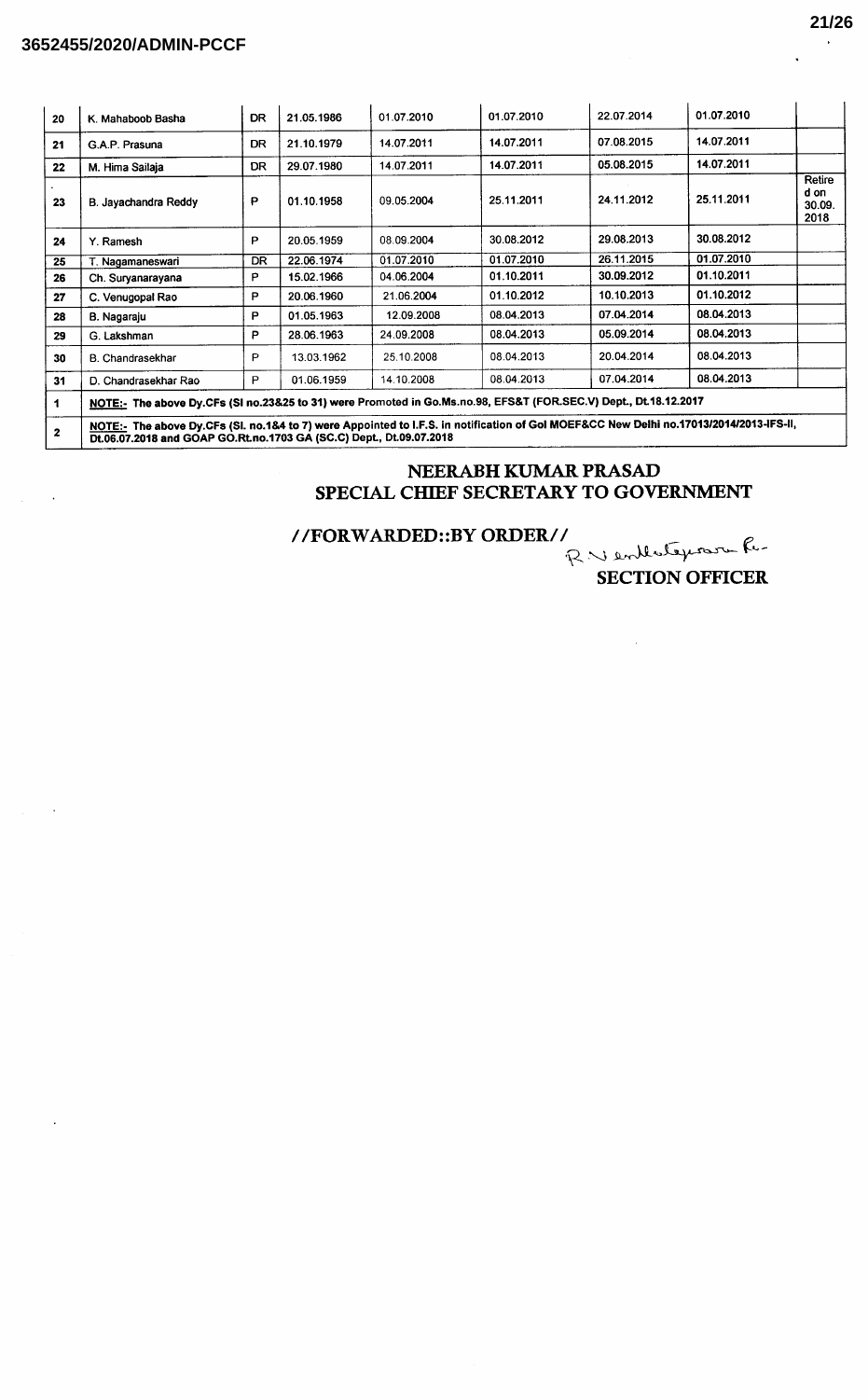3652455/2020/ADMIN-PCCF

| | | | | | | | | |
|---|---|---|---|---|---|---|---|---|
| 20 | K. Mahaboob Basha | DR | 21.05.1986 | 01.07.2010 | 01.07.2010 | 22.07.2014 | 01.07.2010 | |
| 21 | G.A.P. Prasuna | DR | 21.10.1979 | 14.07.2011 | 14.07.2011 | 07.08.2015 | 14.07.2011 | |
| 22 | M. Hima Sailaja | DR | 29.07.1980 | 14.07.2011 | 14.07.2011 | 05.08.2015 | 14.07.2011 | |
| 23 | B. Jayachandra Reddy | P | 01.10.1958 | 09.05.2004 | 25.11.2011 | 24.11.2012 | 25.11.2011 | Retired on 30.09.2018 |
| 24 | Y. Ramesh | P | 20.05.1959 | 08.09.2004 | 30.08.2012 | 29.08.2013 | 30.08.2012 | |
| 25 | T. Nagamaneswari | DR | 22.06.1974 | 01.07.2010 | 01.07.2010 | 26.11.2015 | 01.07.2010 | |
| 26 | Ch. Suryanarayana | P | 15.02.1966 | 04.06.2004 | 01.10.2011 | 30.09.2012 | 01.10.2011 | |
| 27 | C. Venugopal Rao | P | 20.06.1960 | 21.06.2004 | 01.10.2012 | 10.10.2013 | 01.10.2012 | |
| 28 | B. Nagaraju | P | 01.05.1963 | 12.09.2008 | 08.04.2013 | 07.04.2014 | 08.04.2013 | |
| 29 | G. Lakshman | P | 28.06.1963 | 24.09.2008 | 08.04.2013 | 05.09.2014 | 08.04.2013 | |
| 30 | B. Chandrasekhar | P | 13.03.1962 | 25.10.2008 | 08.04.2013 | 20.04.2014 | 08.04.2013 | |
| 31 | D. Chandrasekhar Rao | P | 01.06.1959 | 14.10.2008 | 08.04.2013 | 07.04.2014 | 08.04.2013 | |
| 1 | **NOTE:- The above Dy.CFs (Sl no.23&25 to 31) were Promoted in Go.Ms.no.98, EFS&T (FOR.SEC.V) Dept., Dt.18.12.2017** | | | | | | | |
| 2 | **NOTE:- The above Dy.CFs (Sl. no.1&4 to 7) were Appointed to I.F.S. in notification of GoI MOEF&CC New Delhi no.17013/2014/2013-IFS-II, Dt.06.07.2018 and GOAP GO.Rt.no.1703 GA (SC.C) Dept., Dt.09.07.2018** | | | | | | | |

**NEERABH KUMAR PRASAD**
**SPECIAL CHIEF SECRETARY TO GOVERNMENT**

**//FORWARDED::BY ORDER//**

R Venkateswara Rao

**SECTION OFFICER**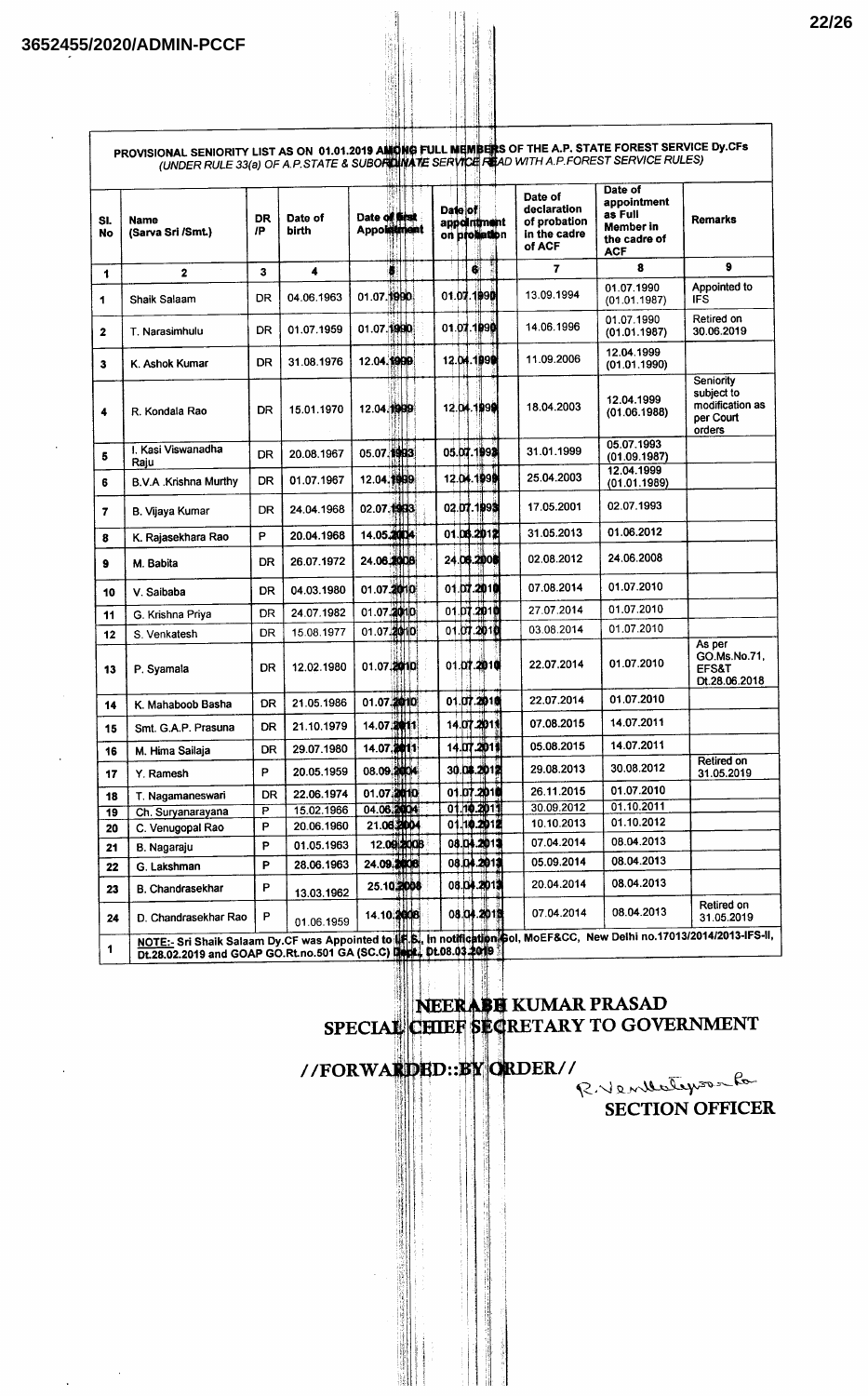3652455/2020/ADMIN-PCCF

**PROVISIONAL SENIORITY LIST AS ON 01.01.2019 AMONG FULL MEMBERS OF THE A.P. STATE FOREST SERVICE Dy.CFs**
*(UNDER RULE 33(a) OF A.P.STATE & SUBORDINATE SERVICE READ WITH A.P.FOREST SERVICE RULES)*

| Sl. No | Name (Sarva Sri /Smt.) | DR /P | Date of birth | Date of first Appointment | Date of appointment on probation | Date of declaration of probation in the cadre of ACF | Date of appointment as Full Member in the cadre of ACF | Remarks |
|---|---|---|---|---|---|---|---|---|
| 1 | 2 | 3 | 4 | 5 | 6 | 7 | 8 | 9 |
| 1 | Shaik Salaam | DR | 04.06.1963 | 01.07.1990 | 01.07.1990 | 13.09.1994 | 01.07.1990 (01.01.1987) | Appointed to IFS |
| 2 | T. Narasimhulu | DR | 01.07.1959 | 01.07.1990 | 01.07.1990 | 14.06.1996 | 01.07.1990 (01.01.1987) | Retired on 30.06.2019 |
| 3 | K. Ashok Kumar | DR | 31.08.1976 | 12.04.1999 | 12.04.1999 | 11.09.2006 | 12.04.1999 (01.01.1990) | |
| 4 | R. Kondala Rao | DR | 15.01.1970 | 12.04.1999 | 12.04.1999 | 18.04.2003 | 12.04.1999 (01.06.1988) | Seniority subject to modification as per Court orders |
| 5 | I. Kasi Viswanadha Raju | DR | 20.08.1967 | 05.07.1993 | 05.07.1993 | 31.01.1999 | 05.07.1993 (01.09.1987) | |
| 6 | B.V.A .Krishna Murthy | DR | 01.07.1967 | 12.04.1999 | 12.04.1999 | 25.04.2003 | 12.04.1999 (01.01.1989) | |
| 7 | B. Vijaya Kumar | DR | 24.04.1968 | 02.07.1993 | 02.07.1993 | 17.05.2001 | 02.07.1993 | |
| 8 | K. Rajasekhara Rao | P | 20.04.1968 | 14.05.2004 | 01.06.2012 | 31.05.2013 | 01.06.2012 | |
| 9 | M. Babita | DR | 26.07.1972 | 24.06.2008 | 24.06.2008 | 02.08.2012 | 24.06.2008 | |
| 10 | V. Saibaba | DR | 04.03.1980 | 01.07.2010 | 01.07.2010 | 07.08.2014 | 01.07.2010 | |
| 11 | G. Krishna Priya | DR | 24.07.1982 | 01.07.2010 | 01.07.2010 | 27.07.2014 | 01.07.2010 | |
| 12 | S. Venkatesh | DR | 15.08.1977 | 01.07.2010 | 01.07.2010 | 03.08.2014 | 01.07.2010 | |
| 13 | P. Syamala | DR | 12.02.1980 | 01.07.2010 | 01.07.2010 | 22.07.2014 | 01.07.2010 | As per GO.Ms.No.71, EFS&T Dt.28.06.2018 |
| 14 | K. Mahaboob Basha | DR | 21.05.1986 | 01.07.2010 | 01.07.2010 | 22.07.2014 | 01.07.2010 | |
| 15 | Smt. G.A.P. Prasuna | DR | 21.10.1979 | 14.07.2011 | 14.07.2011 | 07.08.2015 | 14.07.2011 | |
| 16 | M. Hima Sailaja | DR | 29.07.1980 | 14.07.2011 | 14.07.2011 | 05.08.2015 | 14.07.2011 | |
| 17 | Y. Ramesh | P | 20.05.1959 | 08.09.2004 | 30.08.2012 | 29.08.2013 | 30.08.2012 | Retired on 31.05.2019 |
| 18 | T. Nagamaneswari | DR | 22.06.1974 | 01.07.2010 | 01.07.2010 | 26.11.2015 | 01.07.2010 | |
| 19 | Ch. Suryanarayana | P | 15.02.1966 | 04.06.2004 | 01.10.2011 | 30.09.2012 | 01.10.2011 | |
| 20 | C. Venugopal Rao | P | 20.06.1960 | 21.06.2004 | 01.10.2012 | 10.10.2013 | 01.10.2012 | |
| 21 | B. Nagaraju | P | 01.05.1963 | 12.09.2008 | 08.04.2013 | 07.04.2014 | 08.04.2013 | |
| 22 | G. Lakshman | P | 28.06.1963 | 24.09.2008 | 08.04.2013 | 05.09.2014 | 08.04.2013 | |
| 23 | B. Chandrasekhar | P | 13.03.1962 | 25.10.2008 | 08.04.2013 | 20.04.2014 | 08.04.2013 | |
| 24 | D. Chandrasekhar Rao | P | 01.06.1959 | 14.10.2008 | 08.04.2013 | 07.04.2014 | 08.04.2013 | Retired on 31.05.2019 |

1. NOTE:- Sri Shaik Salaam Dy.CF was Appointed to I.F.S., in notification GoI, MoEF&CC, New Delhi no.17013/2014/2013-IFS-II, Dt.28.02.2019 and GOAP GO.Rt.no.501 GA (SC.C) Dept., Dt.08.03.2019

**NEERABH KUMAR PRASAD**
**SPECIAL CHIEF SECRETARY TO GOVERNMENT**

**//FORWARDED::BY ORDER//**

R.Venkateswara Rao
**SECTION OFFICER**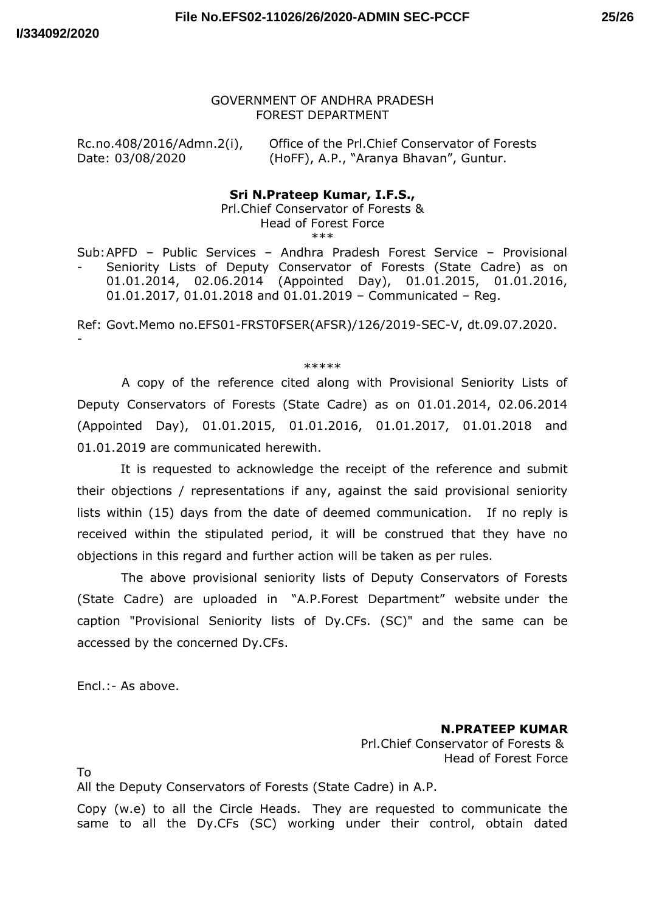GOVERNMENT OF ANDHRA PRADESH
FOREST DEPARTMENT

Rc.no.408/2016/Admn.2(i),
Date: 03/08/2020

Office of the Prl.Chief Conservator of Forests (HoFF), A.P., "Aranya Bhavan", Guntur.

**Sri N.Prateep Kumar, I.F.S.,**
Prl.Chief Conservator of Forests &
Head of Forest Force

***

Sub: APFD – Public Services – Andhra Pradesh Forest Service – Provisional Seniority Lists of Deputy Conservator of Forests (State Cadre) as on 01.01.2014, 02.06.2014 (Appointed Day), 01.01.2015, 01.01.2016, 01.01.2017, 01.01.2018 and 01.01.2019 – Communicated – Reg.

Ref: Govt.Memo no.EFS01-FRST0FSER(AFSR)/126/2019-SEC-V, dt.09.07.2020.

*****

A copy of the reference cited along with Provisional Seniority Lists of Deputy Conservators of Forests (State Cadre) as on 01.01.2014, 02.06.2014 (Appointed Day), 01.01.2015, 01.01.2016, 01.01.2017, 01.01.2018 and 01.01.2019 are communicated herewith.

It is requested to acknowledge the receipt of the reference and submit their objections / representations if any, against the said provisional seniority lists within (15) days from the date of deemed communication. If no reply is received within the stipulated period, it will be construed that they have no objections in this regard and further action will be taken as per rules.

The above provisional seniority lists of Deputy Conservators of Forests (State Cadre) are uploaded in "A.P.Forest Department" website under the caption "Provisional Seniority lists of Dy.CFs. (SC)" and the same can be accessed by the concerned Dy.CFs.

Encl.:- As above.

**N.PRATEEP KUMAR**
Prl.Chief Conservator of Forests &
Head of Forest Force

To
All the Deputy Conservators of Forests (State Cadre) in A.P.

Copy (w.e) to all the Circle Heads. They are requested to communicate the same to all the Dy.CFs (SC) working under their control, obtain dated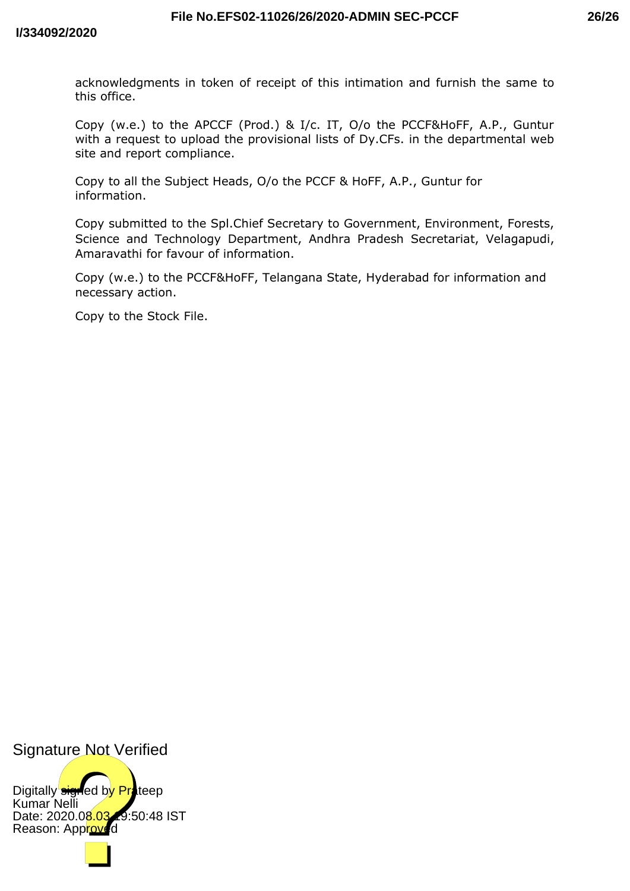acknowledgments in token of receipt of this intimation and furnish the same to this office.

Copy (w.e.) to the APCCF (Prod.) & I/c. IT, O/o the PCCF&HoFF, A.P., Guntur with a request to upload the provisional lists of Dy.CFs. in the departmental web site and report compliance.

Copy to all the Subject Heads, O/o the PCCF & HoFF, A.P., Guntur for information.

Copy submitted to the Spl.Chief Secretary to Government, Environment, Forests, Science and Technology Department, Andhra Pradesh Secretariat, Velagapudi, Amaravathi for favour of information.

Copy (w.e.) to the PCCF&HoFF, Telangana State, Hyderabad for information and necessary action.

Copy to the Stock File.

Signature Not Verified

Digitally signed by Prateep Kumar Nelli
Date: 2020.08.03 19:50:48 IST
Reason: Approved